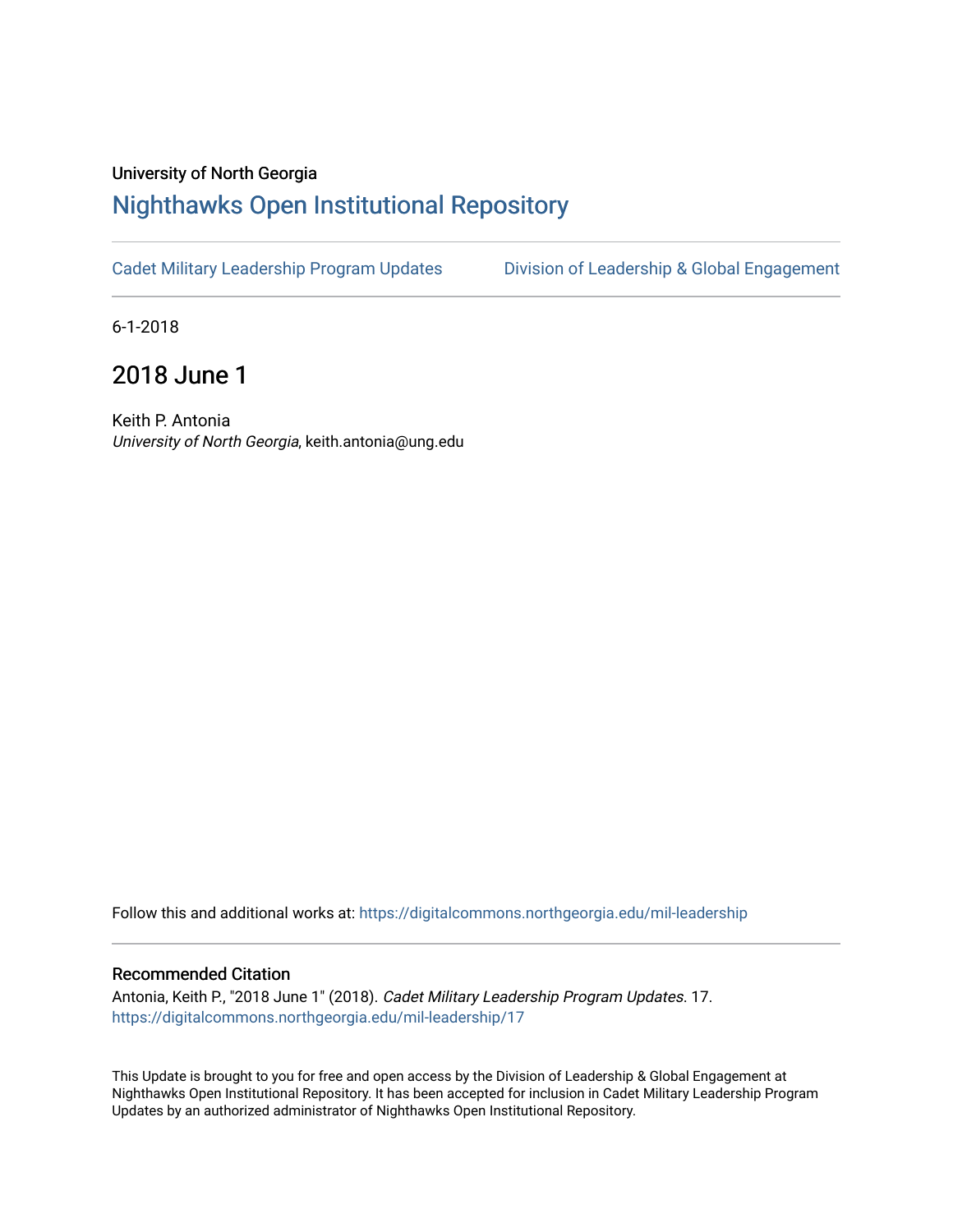University of North Georgia

# Nighthawks Open Institutional Repository

Cadet Military Leadership Program Updates | Division of Leadership & Global Engagement

6-1-2018

## 2018 June 1

Keith P. Antonia
*University of North Georgia*, keith.antonia@ung.edu

Follow this and additional works at: https://digitalcommons.northgeorgia.edu/mil-leadership

### Recommended Citation

Antonia, Keith P., "2018 June 1" (2018). *Cadet Military Leadership Program Updates*. 17.
https://digitalcommons.northgeorgia.edu/mil-leadership/17

This Update is brought to you for free and open access by the Division of Leadership & Global Engagement at Nighthawks Open Institutional Repository. It has been accepted for inclusion in Cadet Military Leadership Program Updates by an authorized administrator of Nighthawks Open Institutional Repository.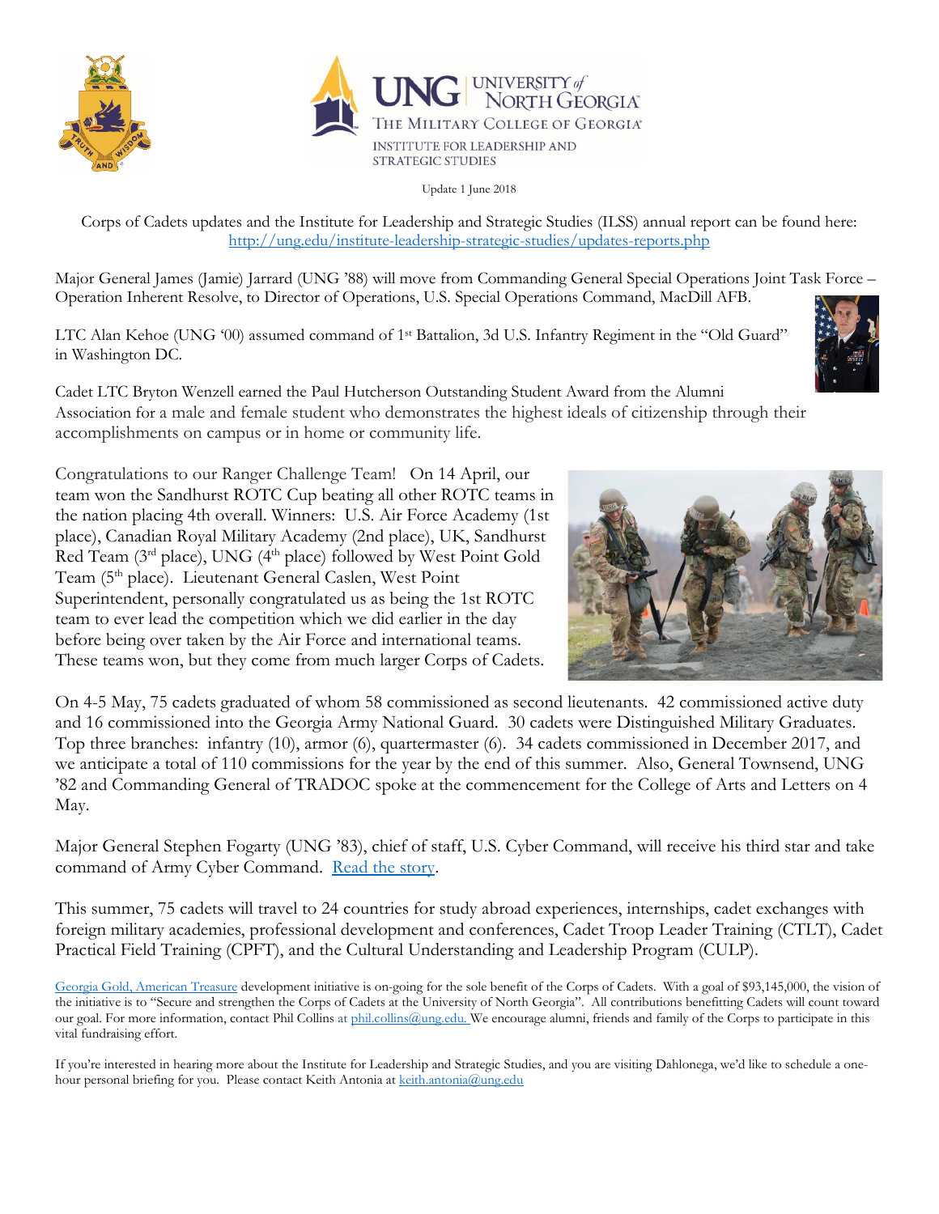UNG UNIVERSITY of NORTH GEORGIA
THE MILITARY COLLEGE OF GEORGIA
INSTITUTE FOR LEADERSHIP AND STRATEGIC STUDIES

Update 1 June 2018

Corps of Cadets updates and the Institute for Leadership and Strategic Studies (ILSS) annual report can be found here: http://ung.edu/institute-leadership-strategic-studies/updates-reports.php

Major General James (Jamie) Jarrard (UNG '88) will move from Commanding General Special Operations Joint Task Force – Operation Inherent Resolve, to Director of Operations, U.S. Special Operations Command, MacDill AFB.

LTC Alan Kehoe (UNG '00) assumed command of 1st Battalion, 3d U.S. Infantry Regiment in the "Old Guard" in Washington DC.

Cadet LTC Bryton Wenzell earned the Paul Hutcherson Outstanding Student Award from the Alumni Association for a male and female student who demonstrates the highest ideals of citizenship through their accomplishments on campus or in home or community life.

Congratulations to our Ranger Challenge Team! On 14 April, our team won the Sandhurst ROTC Cup beating all other ROTC teams in the nation placing 4th overall. Winners: U.S. Air Force Academy (1st place), Canadian Royal Military Academy (2nd place), UK, Sandhurst Red Team (3rd place), UNG (4th place) followed by West Point Gold Team (5th place). Lieutenant General Caslen, West Point Superintendent, personally congratulated us as being the 1st ROTC team to ever lead the competition which we did earlier in the day before being over taken by the Air Force and international teams. These teams won, but they come from much larger Corps of Cadets.

On 4-5 May, 75 cadets graduated of whom 58 commissioned as second lieutenants. 42 commissioned active duty and 16 commissioned into the Georgia Army National Guard. 30 cadets were Distinguished Military Graduates. Top three branches: infantry (10), armor (6), quartermaster (6). 34 cadets commissioned in December 2017, and we anticipate a total of 110 commissions for the year by the end of this summer. Also, General Townsend, UNG '82 and Commanding General of TRADOC spoke at the commencement for the College of Arts and Letters on 4 May.

Major General Stephen Fogarty (UNG '83), chief of staff, U.S. Cyber Command, will receive his third star and take command of Army Cyber Command. Read the story.

This summer, 75 cadets will travel to 24 countries for study abroad experiences, internships, cadet exchanges with foreign military academies, professional development and conferences, Cadet Troop Leader Training (CTLT), Cadet Practical Field Training (CPFT), and the Cultural Understanding and Leadership Program (CULP).

Georgia Gold, American Treasure development initiative is on-going for the sole benefit of the Corps of Cadets. With a goal of $93,145,000, the vision of the initiative is to "Secure and strengthen the Corps of Cadets at the University of North Georgia". All contributions benefitting Cadets will count toward our goal. For more information, contact Phil Collins at phil.collins@ung.edu. We encourage alumni, friends and family of the Corps to participate in this vital fundraising effort.

If you're interested in hearing more about the Institute for Leadership and Strategic Studies, and you are visiting Dahlonega, we'd like to schedule a one-hour personal briefing for you. Please contact Keith Antonia at keith.antonia@ung.edu